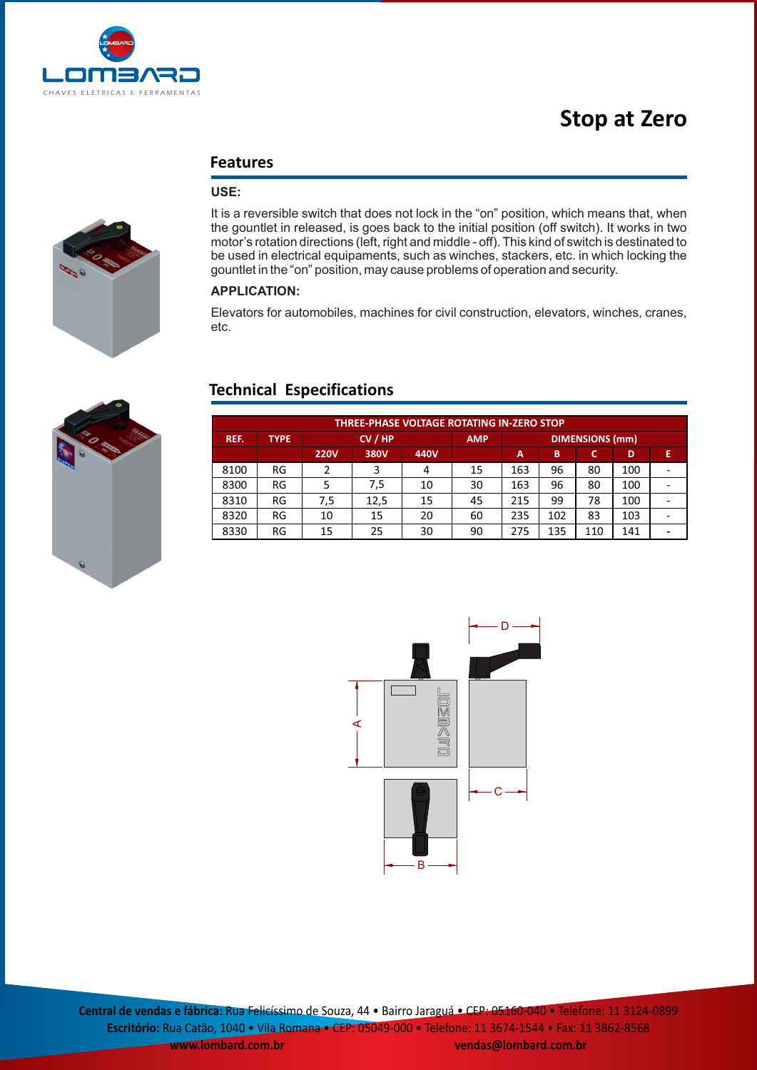# Stop at Zero

## Features

**USE:**

It is a reversible switch that does not lock in the “on” position, which means that, when the gountlet in released, is goes back to the initial position (off switch). It works in two motor’s rotation directions (left, right and middle - off). This kind of switch is destinated to be used in electrical equipaments, such as winches, stackers, etc. in which locking the gountlet in the “on” position, may cause problems of operation and security.

**APPLICATION:**

Elevators for automobiles, machines for civil construction, elevators, winches, cranes, etc.

## Technical Especifications

| THREE-PHASE VOLTAGE ROTATING IN-ZERO STOP | | | | | | | | | | |
|---|---|---|---|---|---|---|---|---|---|---|
| REF. | TYPE | CV / HP | | | AMP | DIMENSIONS (mm) | | | | |
| | | 220V | 380V | 440V | | A | B | C | D | E |
| 8100 | RG | 2 | 3 | 4 | 15 | 163 | 96 | 80 | 100 | - |
| 8300 | RG | 5 | 7,5 | 10 | 30 | 163 | 96 | 80 | 100 | - |
| 8310 | RG | 7,5 | 12,5 | 15 | 45 | 215 | 99 | 78 | 100 | - |
| 8320 | RG | 10 | 15 | 20 | 60 | 235 | 102 | 83 | 103 | - |
| 8330 | RG | 15 | 25 | 30 | 90 | 275 | 135 | 110 | 141 | - |

**Central de vendas e fábrica:** Rua Felicíssimo de Souza, 44 • Bairro Jaraguá • CEP: 05160-040 • Telefone: 11 3124-0899
**Escritório:** Rua Catão, 1040 • Vila Romana • CEP: 05049-000 • Telefone: 11 3674-1544 • Fax: 11 3862-8568
**www.lombard.com.br** **vendas@lombard.com.br**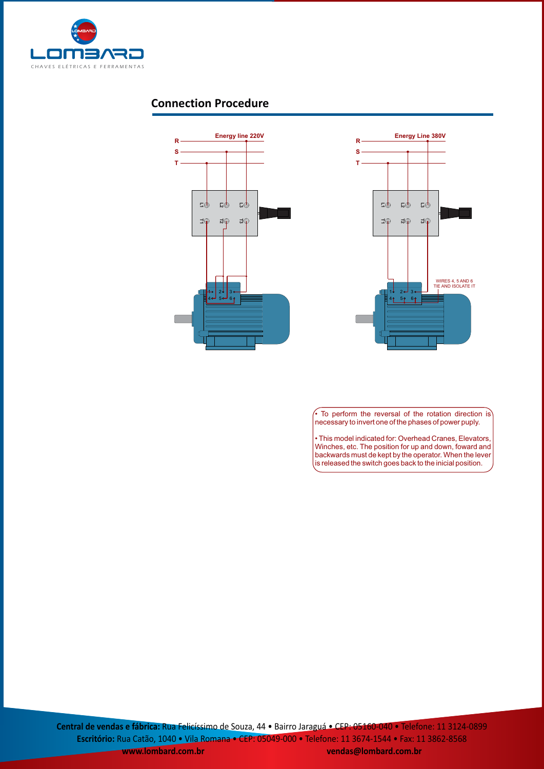## Connection Procedure

Energy line 220V

R
S
T

L1 L2 L3
T1 T2 T3

1 2 3
4 5 6

Energy Line 380V

R
S
T

L1 L2 L3
T1 T2 T3

1 2 3
4 5 6

WIRES 4, 5 AND 6
TIE AND ISOLATE IT

• To perform the reversal of the rotation direction is necessary to invert one of the phases of power puply.

• This model indicated for: Overhead Cranes, Elevators, Winches, etc. The position for up and down, foward and backwards must de kept by the operator. When the lever is released the switch goes back to the inicial position.